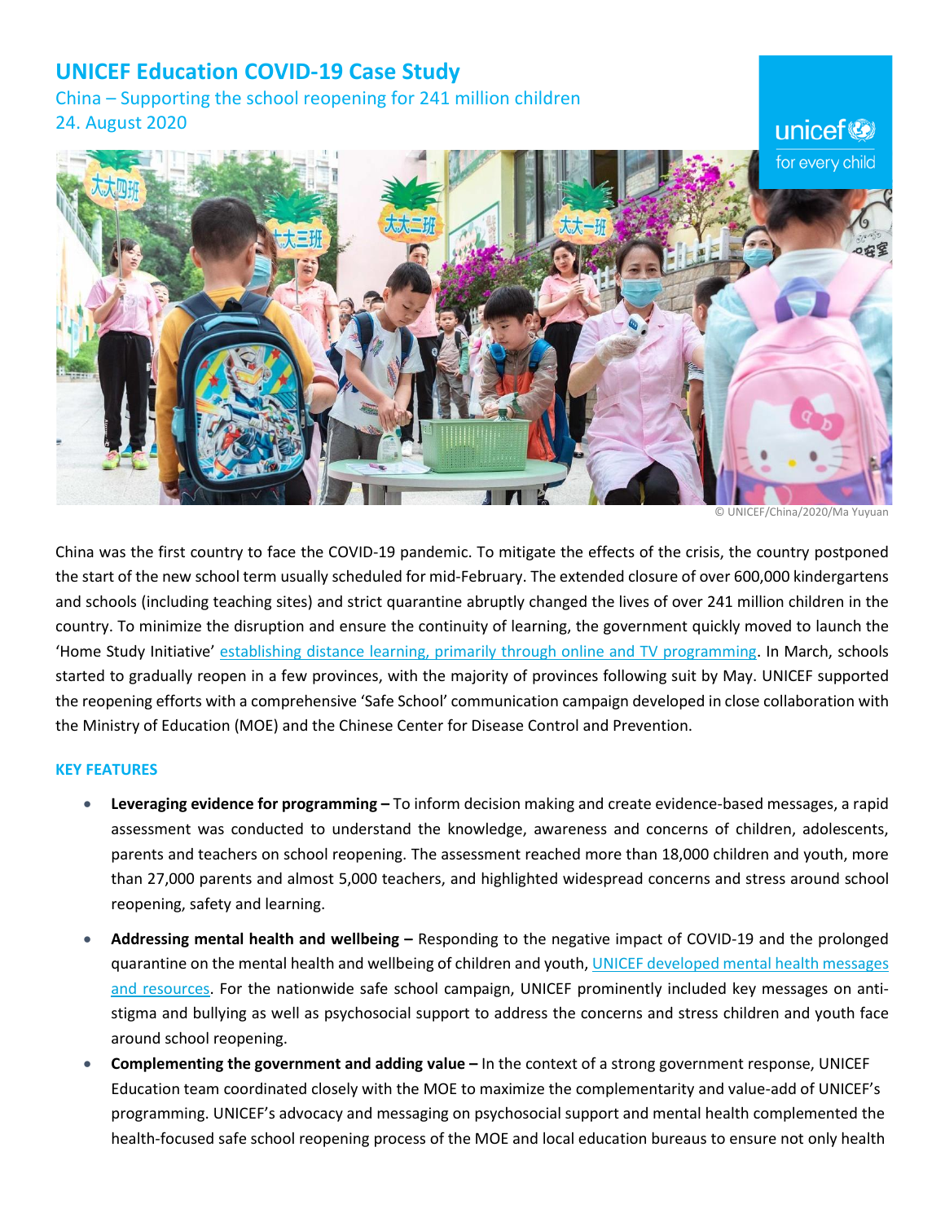# UNICEF Education COVID-19 Case Study

China – Supporting the school reopening for 241 million children

24. August 2020

© UNICEF/China/2020/Ma Yuyuan

China was the first country to face the COVID-19 pandemic. To mitigate the effects of the crisis, the country postponed the start of the new school term usually scheduled for mid-February. The extended closure of over 600,000 kindergartens and schools (including teaching sites) and strict quarantine abruptly changed the lives of over 241 million children in the country. To minimize the disruption and ensure the continuity of learning, the government quickly moved to launch the 'Home Study Initiative' establishing distance learning, primarily through online and TV programming. In March, schools started to gradually reopen in a few provinces, with the majority of provinces following suit by May. UNICEF supported the reopening efforts with a comprehensive 'Safe School' communication campaign developed in close collaboration with the Ministry of Education (MOE) and the Chinese Center for Disease Control and Prevention.

## KEY FEATURES

- **Leveraging evidence for programming –** To inform decision making and create evidence-based messages, a rapid assessment was conducted to understand the knowledge, awareness and concerns of children, adolescents, parents and teachers on school reopening. The assessment reached more than 18,000 children and youth, more than 27,000 parents and almost 5,000 teachers, and highlighted widespread concerns and stress around school reopening, safety and learning.
- **Addressing mental health and wellbeing –** Responding to the negative impact of COVID-19 and the prolonged quarantine on the mental health and wellbeing of children and youth, UNICEF developed mental health messages and resources. For the nationwide safe school campaign, UNICEF prominently included key messages on anti-stigma and bullying as well as psychosocial support to address the concerns and stress children and youth face around school reopening.
- **Complementing the government and adding value –** In the context of a strong government response, UNICEF Education team coordinated closely with the MOE to maximize the complementarity and value-add of UNICEF's programming. UNICEF's advocacy and messaging on psychosocial support and mental health complemented the health-focused safe school reopening process of the MOE and local education bureaus to ensure not only health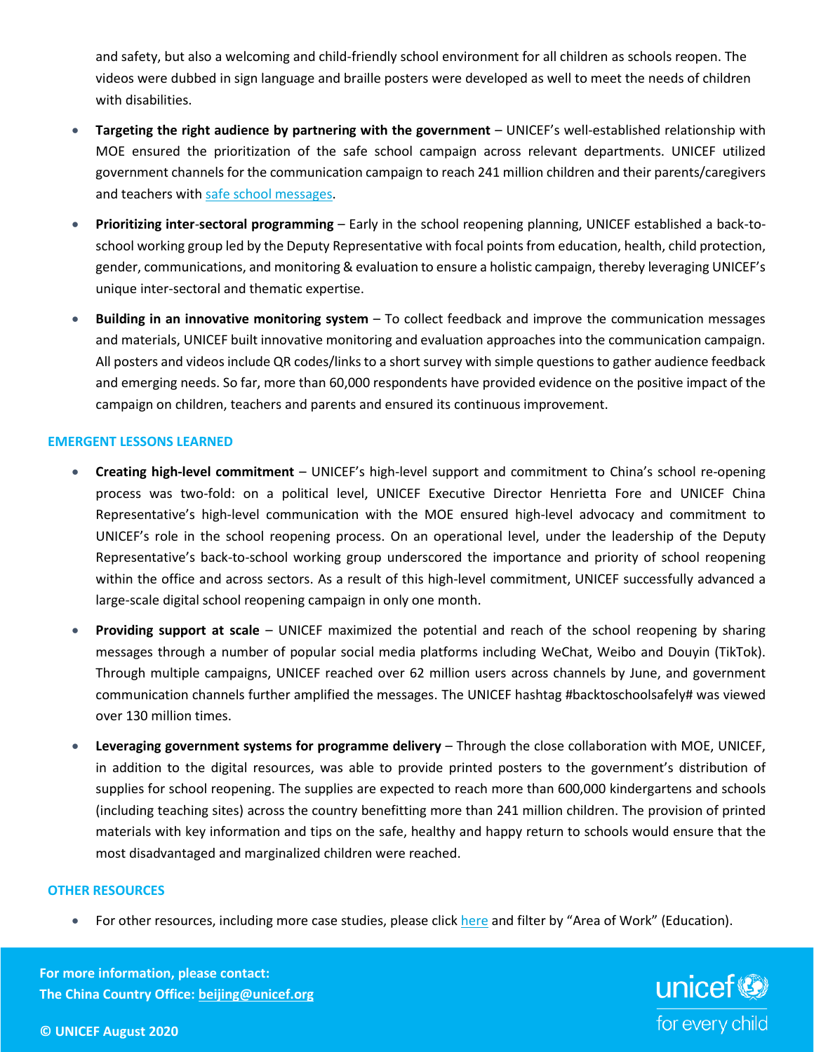and safety, but also a welcoming and child-friendly school environment for all children as schools reopen. The videos were dubbed in sign language and braille posters were developed as well to meet the needs of children with disabilities.

- **Targeting the right audience by partnering with the government** – UNICEF's well-established relationship with MOE ensured the prioritization of the safe school campaign across relevant departments. UNICEF utilized government channels for the communication campaign to reach 241 million children and their parents/caregivers and teachers with safe school messages.
- **Prioritizing inter-sectoral programming** – Early in the school reopening planning, UNICEF established a back-to-school working group led by the Deputy Representative with focal points from education, health, child protection, gender, communications, and monitoring & evaluation to ensure a holistic campaign, thereby leveraging UNICEF's unique inter-sectoral and thematic expertise.
- **Building in an innovative monitoring system** – To collect feedback and improve the communication messages and materials, UNICEF built innovative monitoring and evaluation approaches into the communication campaign. All posters and videos include QR codes/links to a short survey with simple questions to gather audience feedback and emerging needs. So far, more than 60,000 respondents have provided evidence on the positive impact of the campaign on children, teachers and parents and ensured its continuous improvement.

## EMERGENT LESSONS LEARNED

- **Creating high-level commitment** – UNICEF's high-level support and commitment to China's school re-opening process was two-fold: on a political level, UNICEF Executive Director Henrietta Fore and UNICEF China Representative's high-level communication with the MOE ensured high-level advocacy and commitment to UNICEF's role in the school reopening process. On an operational level, under the leadership of the Deputy Representative's back-to-school working group underscored the importance and priority of school reopening within the office and across sectors. As a result of this high-level commitment, UNICEF successfully advanced a large-scale digital school reopening campaign in only one month.
- **Providing support at scale** – UNICEF maximized the potential and reach of the school reopening by sharing messages through a number of popular social media platforms including WeChat, Weibo and Douyin (TikTok). Through multiple campaigns, UNICEF reached over 62 million users across channels by June, and government communication channels further amplified the messages. The UNICEF hashtag #backtoschoolsafely# was viewed over 130 million times.
- **Leveraging government systems for programme delivery** – Through the close collaboration with MOE, UNICEF, in addition to the digital resources, was able to provide printed posters to the government's distribution of supplies for school reopening. The supplies are expected to reach more than 600,000 kindergartens and schools (including teaching sites) across the country benefitting more than 241 million children. The provision of printed materials with key information and tips on the safe, healthy and happy return to schools would ensure that the most disadvantaged and marginalized children were reached.

## OTHER RESOURCES

- For other resources, including more case studies, please click here and filter by "Area of Work" (Education).

**For more information, please contact:**
**The China Country Office: beijing@unicef.org**

unicef
for every child

**© UNICEF August 2020**